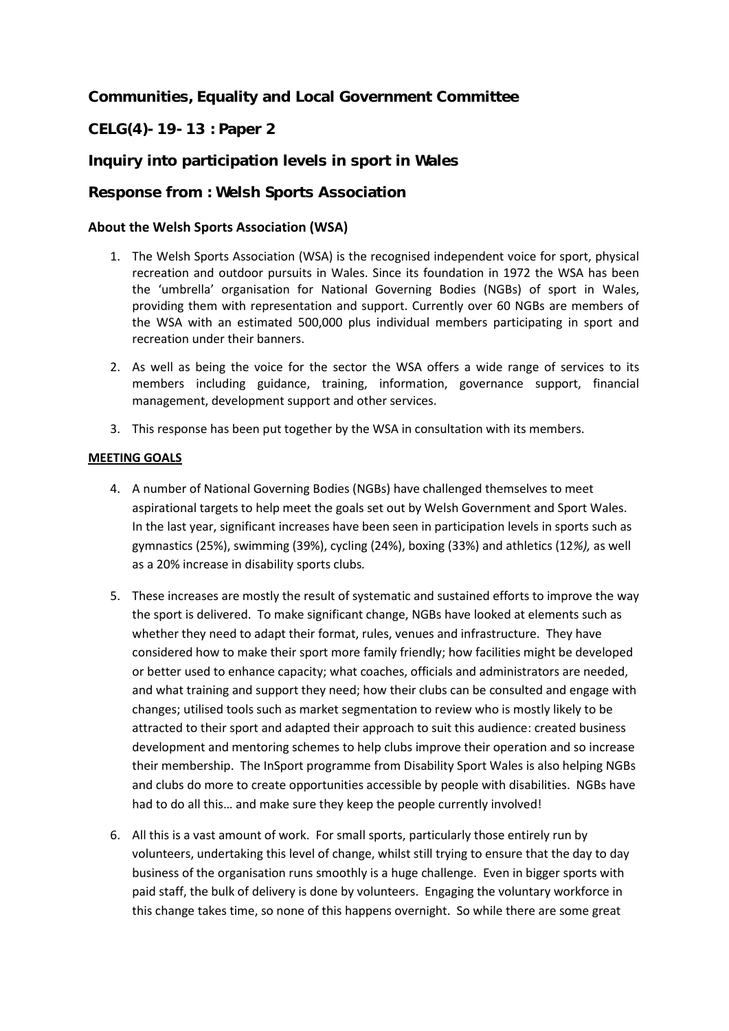# Communities, Equality and Local Government Committee

## CELG(4)-19-13 : Paper 2

## Inquiry into participation levels in sport in Wales

## Response from : Welsh Sports Association

### About the Welsh Sports Association (WSA)

1. The Welsh Sports Association (WSA) is the recognised independent voice for sport, physical recreation and outdoor pursuits in Wales. Since its foundation in 1972 the WSA has been the 'umbrella' organisation for National Governing Bodies (NGBs) of sport in Wales, providing them with representation and support. Currently over 60 NGBs are members of the WSA with an estimated 500,000 plus individual members participating in sport and recreation under their banners.
2. As well as being the voice for the sector the WSA offers a wide range of services to its members including guidance, training, information, governance support, financial management, development support and other services.
3. This response has been put together by the WSA in consultation with its members.

### MEETING GOALS

4. A number of National Governing Bodies (NGBs) have challenged themselves to meet aspirational targets to help meet the goals set out by Welsh Government and Sport Wales. In the last year, significant increases have been seen in participation levels in sports such as gymnastics (25%), swimming (39%), cycling (24%), boxing (33%) and athletics (12*%),* as well as a 20% increase in disability sports clubs*.*
5. These increases are mostly the result of systematic and sustained efforts to improve the way the sport is delivered. To make significant change, NGBs have looked at elements such as whether they need to adapt their format, rules, venues and infrastructure. They have considered how to make their sport more family friendly; how facilities might be developed or better used to enhance capacity; what coaches, officials and administrators are needed, and what training and support they need; how their clubs can be consulted and engage with changes; utilised tools such as market segmentation to review who is mostly likely to be attracted to their sport and adapted their approach to suit this audience: created business development and mentoring schemes to help clubs improve their operation and so increase their membership. The InSport programme from Disability Sport Wales is also helping NGBs and clubs do more to create opportunities accessible by people with disabilities. NGBs have had to do all this… and make sure they keep the people currently involved!
6. All this is a vast amount of work. For small sports, particularly those entirely run by volunteers, undertaking this level of change, whilst still trying to ensure that the day to day business of the organisation runs smoothly is a huge challenge. Even in bigger sports with paid staff, the bulk of delivery is done by volunteers. Engaging the voluntary workforce in this change takes time, so none of this happens overnight. So while there are some great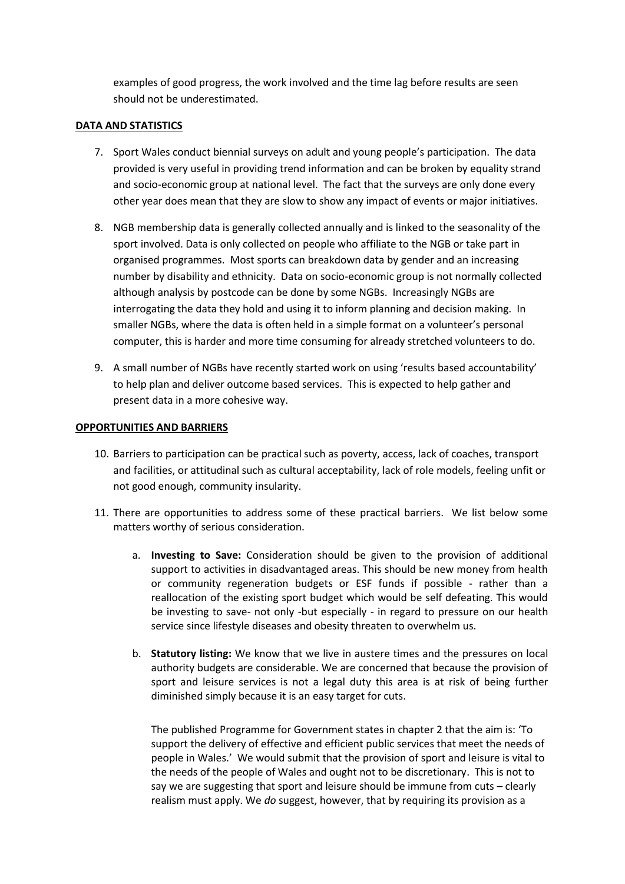examples of good progress, the work involved and the time lag before results are seen should not be underestimated.

**DATA AND STATISTICS**

7. Sport Wales conduct biennial surveys on adult and young people's participation. The data provided is very useful in providing trend information and can be broken by equality strand and socio-economic group at national level. The fact that the surveys are only done every other year does mean that they are slow to show any impact of events or major initiatives.

8. NGB membership data is generally collected annually and is linked to the seasonality of the sport involved. Data is only collected on people who affiliate to the NGB or take part in organised programmes. Most sports can breakdown data by gender and an increasing number by disability and ethnicity. Data on socio-economic group is not normally collected although analysis by postcode can be done by some NGBs. Increasingly NGBs are interrogating the data they hold and using it to inform planning and decision making. In smaller NGBs, where the data is often held in a simple format on a volunteer's personal computer, this is harder and more time consuming for already stretched volunteers to do.

9. A small number of NGBs have recently started work on using 'results based accountability' to help plan and deliver outcome based services. This is expected to help gather and present data in a more cohesive way.

**OPPORTUNITIES AND BARRIERS**

10. Barriers to participation can be practical such as poverty, access, lack of coaches, transport and facilities, or attitudinal such as cultural acceptability, lack of role models, feeling unfit or not good enough, community insularity.

11. There are opportunities to address some of these practical barriers. We list below some matters worthy of serious consideration.

    a. **Investing to Save:** Consideration should be given to the provision of additional support to activities in disadvantaged areas. This should be new money from health or community regeneration budgets or ESF funds if possible - rather than a reallocation of the existing sport budget which would be self defeating. This would be investing to save- not only -but especially - in regard to pressure on our health service since lifestyle diseases and obesity threaten to overwhelm us.

    b. **Statutory listing:** We know that we live in austere times and the pressures on local authority budgets are considerable. We are concerned that because the provision of sport and leisure services is not a legal duty this area is at risk of being further diminished simply because it is an easy target for cuts.

       The published Programme for Government states in chapter 2 that the aim is: 'To support the delivery of effective and efficient public services that meet the needs of people in Wales.' We would submit that the provision of sport and leisure is vital to the needs of the people of Wales and ought not to be discretionary. This is not to say we are suggesting that sport and leisure should be immune from cuts – clearly realism must apply. We *do* suggest, however, that by requiring its provision as a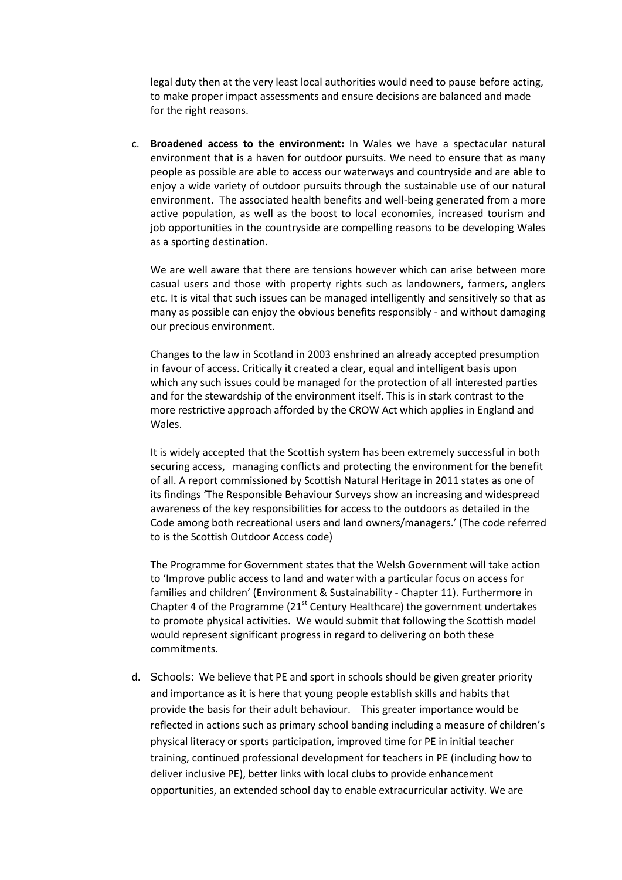legal duty then at the very least local authorities would need to pause before acting, to make proper impact assessments and ensure decisions are balanced and made for the right reasons.

c. **Broadened access to the environment:** In Wales we have a spectacular natural environment that is a haven for outdoor pursuits. We need to ensure that as many people as possible are able to access our waterways and countryside and are able to enjoy a wide variety of outdoor pursuits through the sustainable use of our natural environment. The associated health benefits and well-being generated from a more active population, as well as the boost to local economies, increased tourism and job opportunities in the countryside are compelling reasons to be developing Wales as a sporting destination.

   We are well aware that there are tensions however which can arise between more casual users and those with property rights such as landowners, farmers, anglers etc. It is vital that such issues can be managed intelligently and sensitively so that as many as possible can enjoy the obvious benefits responsibly - and without damaging our precious environment.

   Changes to the law in Scotland in 2003 enshrined an already accepted presumption in favour of access. Critically it created a clear, equal and intelligent basis upon which any such issues could be managed for the protection of all interested parties and for the stewardship of the environment itself. This is in stark contrast to the more restrictive approach afforded by the CROW Act which applies in England and Wales.

   It is widely accepted that the Scottish system has been extremely successful in both securing access, managing conflicts and protecting the environment for the benefit of all. A report commissioned by Scottish Natural Heritage in 2011 states as one of its findings 'The Responsible Behaviour Surveys show an increasing and widespread awareness of the key responsibilities for access to the outdoors as detailed in the Code among both recreational users and land owners/managers.' (The code referred to is the Scottish Outdoor Access code)

   The Programme for Government states that the Welsh Government will take action to 'Improve public access to land and water with a particular focus on access for families and children' (Environment & Sustainability - Chapter 11). Furthermore in Chapter 4 of the Programme (21st Century Healthcare) the government undertakes to promote physical activities. We would submit that following the Scottish model would represent significant progress in regard to delivering on both these commitments.

d. Schools: We believe that PE and sport in schools should be given greater priority and importance as it is here that young people establish skills and habits that provide the basis for their adult behaviour. This greater importance would be reflected in actions such as primary school banding including a measure of children's physical literacy or sports participation, improved time for PE in initial teacher training, continued professional development for teachers in PE (including how to deliver inclusive PE), better links with local clubs to provide enhancement opportunities, an extended school day to enable extracurricular activity. We are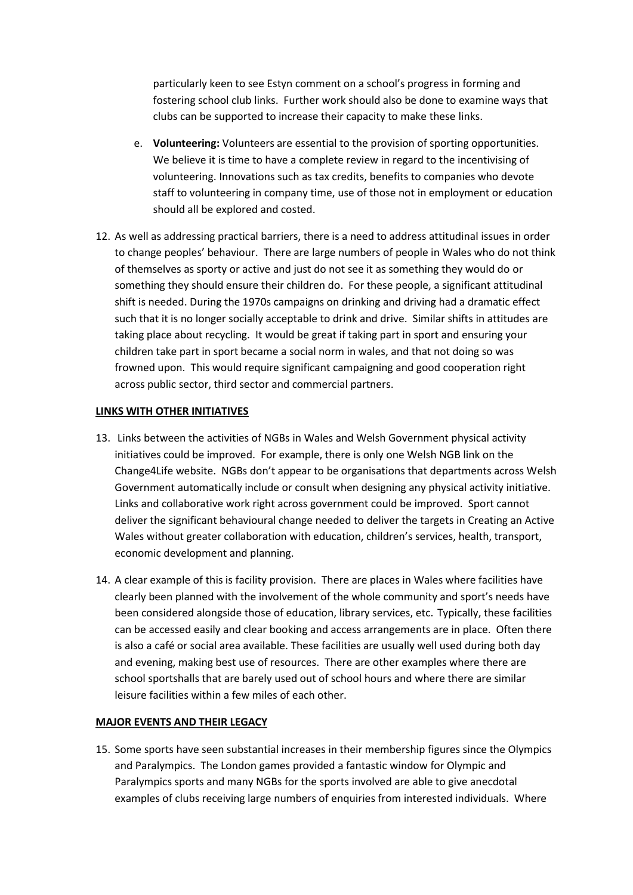particularly keen to see Estyn comment on a school's progress in forming and fostering school club links. Further work should also be done to examine ways that clubs can be supported to increase their capacity to make these links.

e. **Volunteering:** Volunteers are essential to the provision of sporting opportunities. We believe it is time to have a complete review in regard to the incentivising of volunteering. Innovations such as tax credits, benefits to companies who devote staff to volunteering in company time, use of those not in employment or education should all be explored and costed.

12. As well as addressing practical barriers, there is a need to address attitudinal issues in order to change peoples' behaviour. There are large numbers of people in Wales who do not think of themselves as sporty or active and just do not see it as something they would do or something they should ensure their children do. For these people, a significant attitudinal shift is needed. During the 1970s campaigns on drinking and driving had a dramatic effect such that it is no longer socially acceptable to drink and drive. Similar shifts in attitudes are taking place about recycling. It would be great if taking part in sport and ensuring your children take part in sport became a social norm in wales, and that not doing so was frowned upon. This would require significant campaigning and good cooperation right across public sector, third sector and commercial partners.

**LINKS WITH OTHER INITIATIVES**

13. Links between the activities of NGBs in Wales and Welsh Government physical activity initiatives could be improved. For example, there is only one Welsh NGB link on the Change4Life website. NGBs don't appear to be organisations that departments across Welsh Government automatically include or consult when designing any physical activity initiative. Links and collaborative work right across government could be improved. Sport cannot deliver the significant behavioural change needed to deliver the targets in Creating an Active Wales without greater collaboration with education, children's services, health, transport, economic development and planning.

14. A clear example of this is facility provision. There are places in Wales where facilities have clearly been planned with the involvement of the whole community and sport's needs have been considered alongside those of education, library services, etc. Typically, these facilities can be accessed easily and clear booking and access arrangements are in place. Often there is also a café or social area available. These facilities are usually well used during both day and evening, making best use of resources. There are other examples where there are school sportshalls that are barely used out of school hours and where there are similar leisure facilities within a few miles of each other.

**MAJOR EVENTS AND THEIR LEGACY**

15. Some sports have seen substantial increases in their membership figures since the Olympics and Paralympics. The London games provided a fantastic window for Olympic and Paralympics sports and many NGBs for the sports involved are able to give anecdotal examples of clubs receiving large numbers of enquiries from interested individuals. Where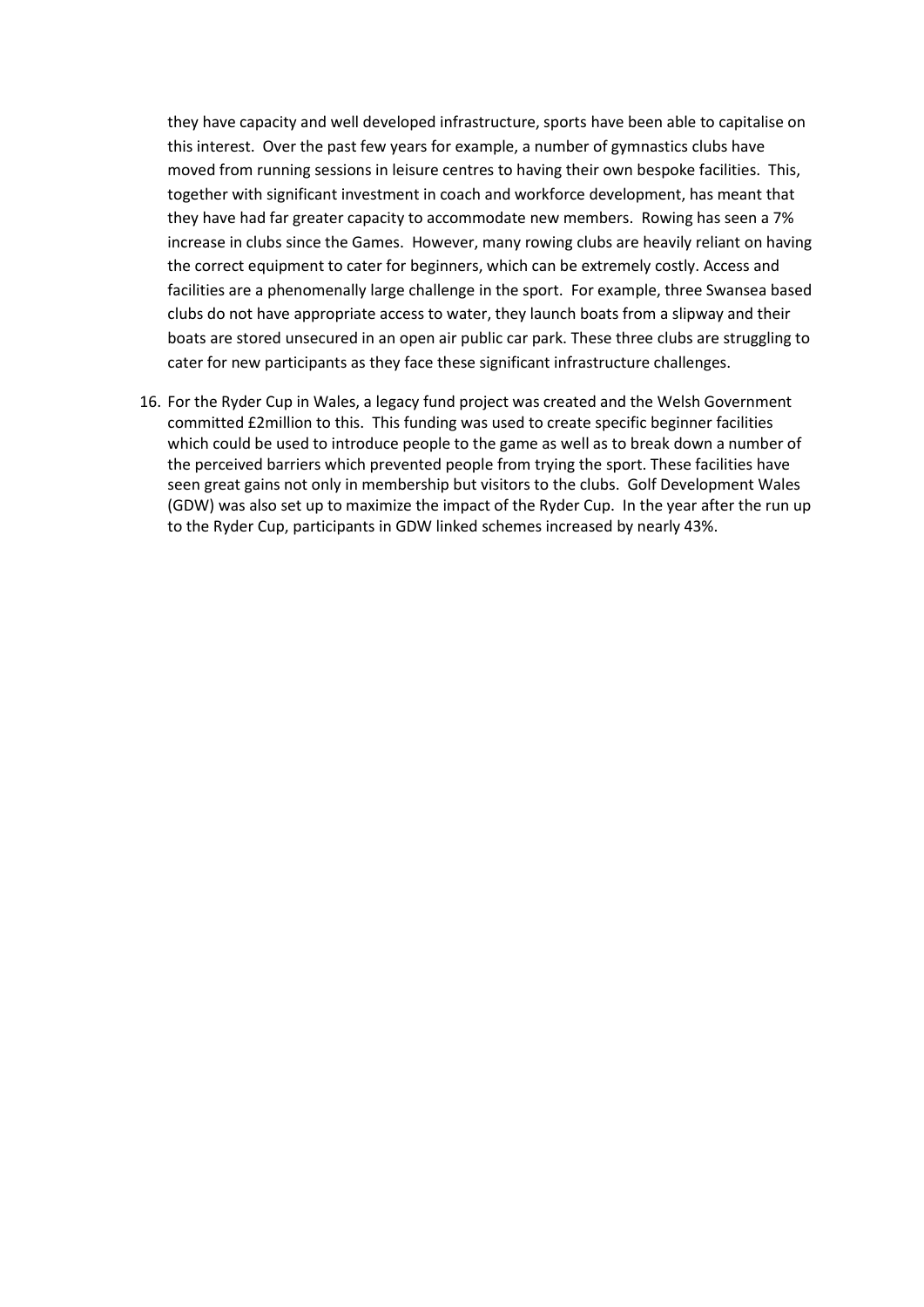they have capacity and well developed infrastructure, sports have been able to capitalise on this interest. Over the past few years for example, a number of gymnastics clubs have moved from running sessions in leisure centres to having their own bespoke facilities. This, together with significant investment in coach and workforce development, has meant that they have had far greater capacity to accommodate new members. Rowing has seen a 7% increase in clubs since the Games. However, many rowing clubs are heavily reliant on having the correct equipment to cater for beginners, which can be extremely costly. Access and facilities are a phenomenally large challenge in the sport. For example, three Swansea based clubs do not have appropriate access to water, they launch boats from a slipway and their boats are stored unsecured in an open air public car park. These three clubs are struggling to cater for new participants as they face these significant infrastructure challenges.

16. For the Ryder Cup in Wales, a legacy fund project was created and the Welsh Government committed £2million to this. This funding was used to create specific beginner facilities which could be used to introduce people to the game as well as to break down a number of the perceived barriers which prevented people from trying the sport. These facilities have seen great gains not only in membership but visitors to the clubs. Golf Development Wales (GDW) was also set up to maximize the impact of the Ryder Cup. In the year after the run up to the Ryder Cup, participants in GDW linked schemes increased by nearly 43%.